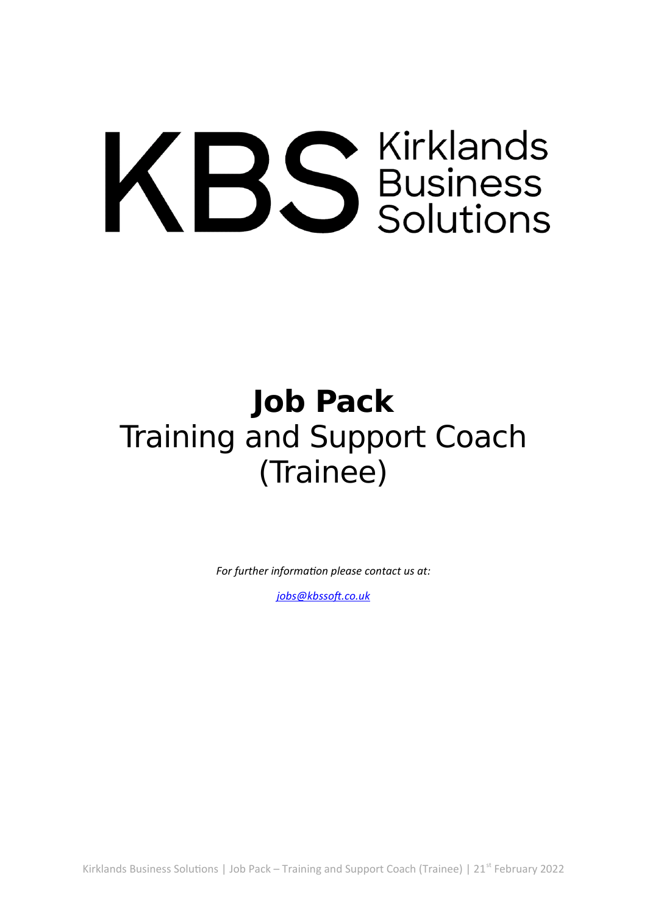KBS Kirklands Business Solutions

# Job Pack

## Training and Support Coach (Trainee)

*For further information please contact us at:*

*[jobs@kbssoft.co.uk](mailto:jobs@kbssoft.co.uk)*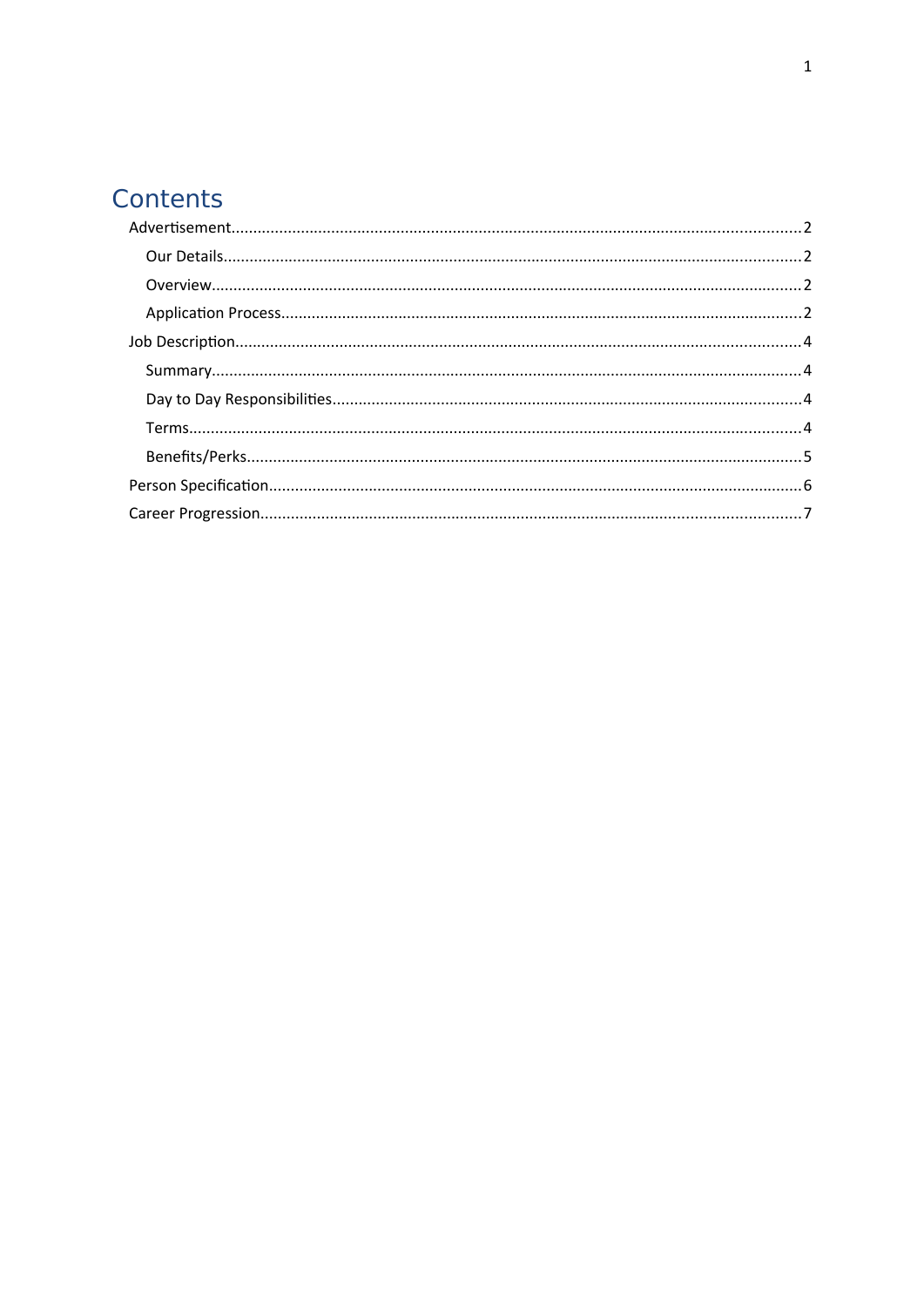# Contents

- Advertisement....................................................................................................................2
  - Our Details....................................................................................................................2
  - Overview........................................................................................................................2
  - Application Process........................................................................................................2
- Job Description...................................................................................................................4
  - Summary........................................................................................................................4
  - Day to Day Responsibilities............................................................................................4
  - Terms.............................................................................................................................4
  - Benefits/Perks................................................................................................................5
- Person Specification...........................................................................................................6
- Career Progression.............................................................................................................7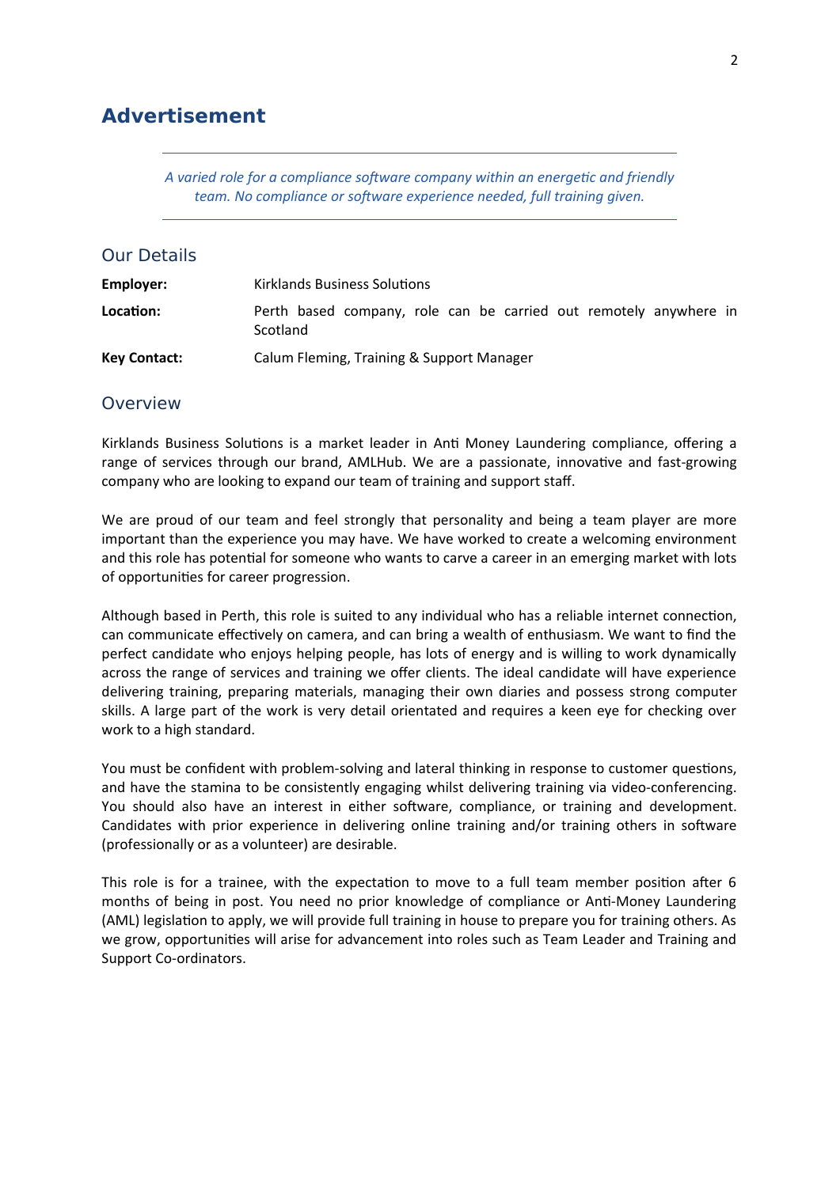# Advertisement

---

*A varied role for a compliance software company within an energetic and friendly team. No compliance or software experience needed, full training given.*

---

## Our Details

| | |
|---|---|
| **Employer:** | Kirklands Business Solutions |
| **Location:** | Perth based company, role can be carried out remotely anywhere in Scotland |
| **Key Contact:** | Calum Fleming, Training & Support Manager |

## Overview

Kirklands Business Solutions is a market leader in Anti Money Laundering compliance, offering a range of services through our brand, AMLHub. We are a passionate, innovative and fast-growing company who are looking to expand our team of training and support staff.

We are proud of our team and feel strongly that personality and being a team player are more important than the experience you may have. We have worked to create a welcoming environment and this role has potential for someone who wants to carve a career in an emerging market with lots of opportunities for career progression.

Although based in Perth, this role is suited to any individual who has a reliable internet connection, can communicate effectively on camera, and can bring a wealth of enthusiasm. We want to find the perfect candidate who enjoys helping people, has lots of energy and is willing to work dynamically across the range of services and training we offer clients. The ideal candidate will have experience delivering training, preparing materials, managing their own diaries and possess strong computer skills. A large part of the work is very detail orientated and requires a keen eye for checking over work to a high standard.

You must be confident with problem-solving and lateral thinking in response to customer questions, and have the stamina to be consistently engaging whilst delivering training via video-conferencing. You should also have an interest in either software, compliance, or training and development. Candidates with prior experience in delivering online training and/or training others in software (professionally or as a volunteer) are desirable.

This role is for a trainee, with the expectation to move to a full team member position after 6 months of being in post. You need no prior knowledge of compliance or Anti-Money Laundering (AML) legislation to apply, we will provide full training in house to prepare you for training others. As we grow, opportunities will arise for advancement into roles such as Team Leader and Training and Support Co-ordinators.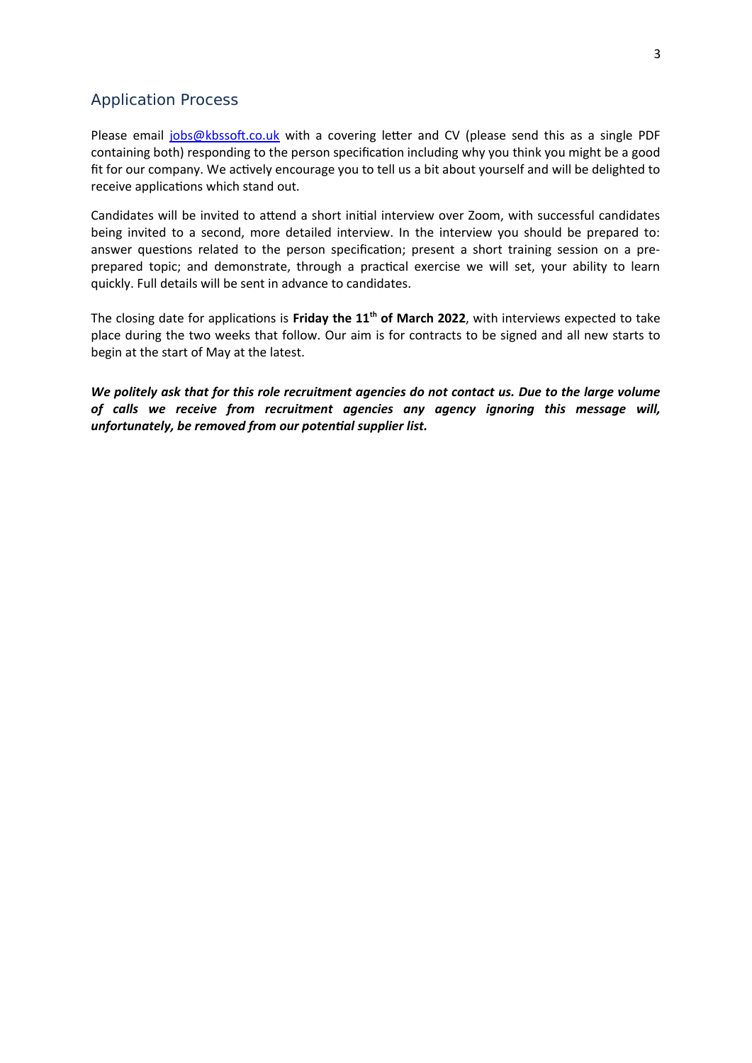## Application Process

Please email [jobs@kbssoft.co.uk](mailto:jobs@kbssoft.co.uk) with a covering letter and CV (please send this as a single PDF containing both) responding to the person specification including why you think you might be a good fit for our company. We actively encourage you to tell us a bit about yourself and will be delighted to receive applications which stand out.

Candidates will be invited to attend a short initial interview over Zoom, with successful candidates being invited to a second, more detailed interview. In the interview you should be prepared to: answer questions related to the person specification; present a short training session on a pre-prepared topic; and demonstrate, through a practical exercise we will set, your ability to learn quickly. Full details will be sent in advance to candidates.

The closing date for applications is **Friday the 11th of March 2022**, with interviews expected to take place during the two weeks that follow. Our aim is for contracts to be signed and all new starts to begin at the start of May at the latest.

***We politely ask that for this role recruitment agencies do not contact us. Due to the large volume of calls we receive from recruitment agencies any agency ignoring this message will, unfortunately, be removed from our potential supplier list.***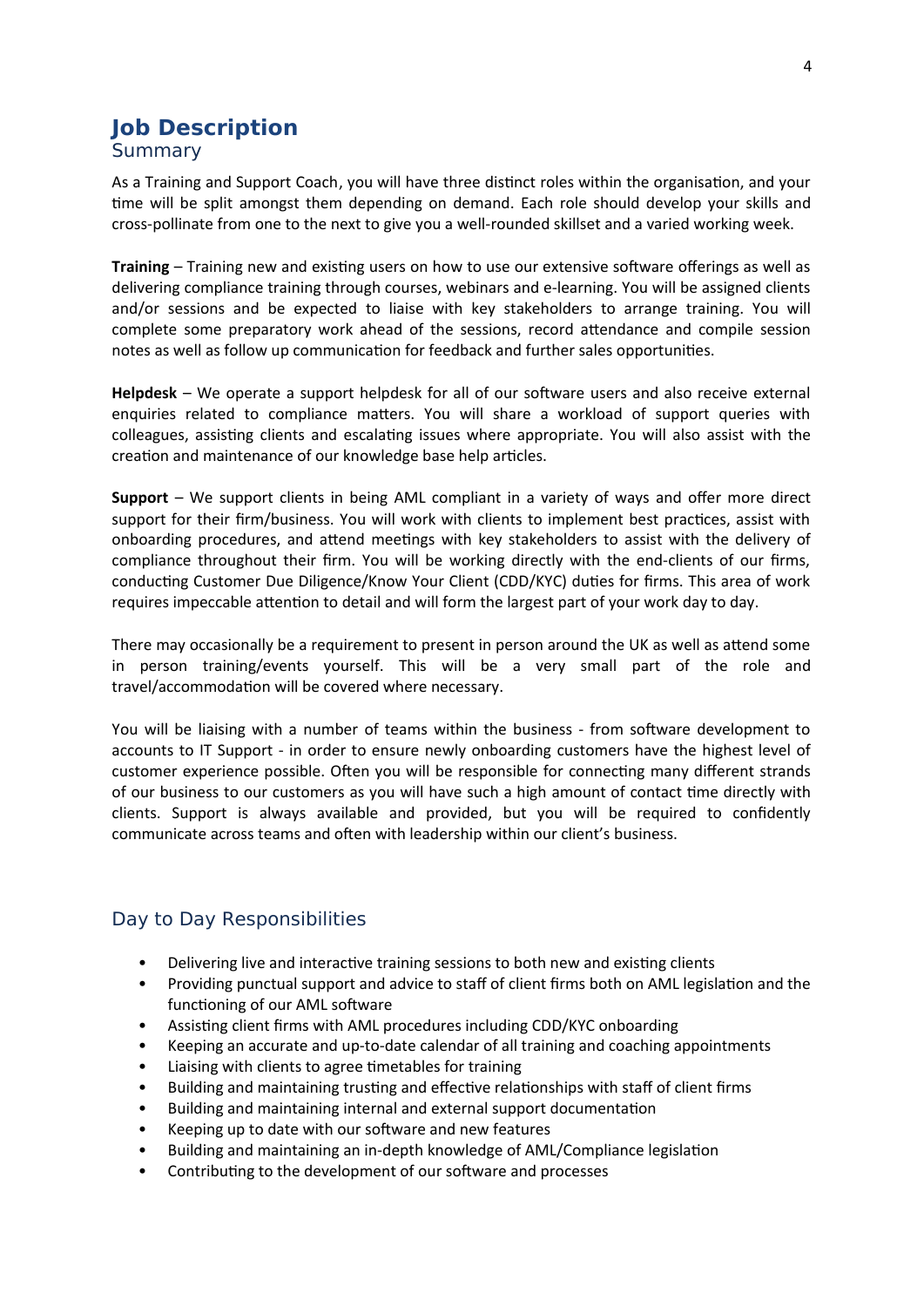# Job Description

## Summary

As a Training and Support Coach, you will have three distinct roles within the organisation, and your time will be split amongst them depending on demand. Each role should develop your skills and cross-pollinate from one to the next to give you a well-rounded skillset and a varied working week.

**Training** – Training new and existing users on how to use our extensive software offerings as well as delivering compliance training through courses, webinars and e-learning. You will be assigned clients and/or sessions and be expected to liaise with key stakeholders to arrange training. You will complete some preparatory work ahead of the sessions, record attendance and compile session notes as well as follow up communication for feedback and further sales opportunities.

**Helpdesk** – We operate a support helpdesk for all of our software users and also receive external enquiries related to compliance matters. You will share a workload of support queries with colleagues, assisting clients and escalating issues where appropriate. You will also assist with the creation and maintenance of our knowledge base help articles.

**Support** – We support clients in being AML compliant in a variety of ways and offer more direct support for their firm/business. You will work with clients to implement best practices, assist with onboarding procedures, and attend meetings with key stakeholders to assist with the delivery of compliance throughout their firm. You will be working directly with the end-clients of our firms, conducting Customer Due Diligence/Know Your Client (CDD/KYC) duties for firms. This area of work requires impeccable attention to detail and will form the largest part of your work day to day.

There may occasionally be a requirement to present in person around the UK as well as attend some in person training/events yourself. This will be a very small part of the role and travel/accommodation will be covered where necessary.

You will be liaising with a number of teams within the business - from software development to accounts to IT Support - in order to ensure newly onboarding customers have the highest level of customer experience possible. Often you will be responsible for connecting many different strands of our business to our customers as you will have such a high amount of contact time directly with clients. Support is always available and provided, but you will be required to confidently communicate across teams and often with leadership within our client's business.

## Day to Day Responsibilities

- Delivering live and interactive training sessions to both new and existing clients
- Providing punctual support and advice to staff of client firms both on AML legislation and the functioning of our AML software
- Assisting client firms with AML procedures including CDD/KYC onboarding
- Keeping an accurate and up-to-date calendar of all training and coaching appointments
- Liaising with clients to agree timetables for training
- Building and maintaining trusting and effective relationships with staff of client firms
- Building and maintaining internal and external support documentation
- Keeping up to date with our software and new features
- Building and maintaining an in-depth knowledge of AML/Compliance legislation
- Contributing to the development of our software and processes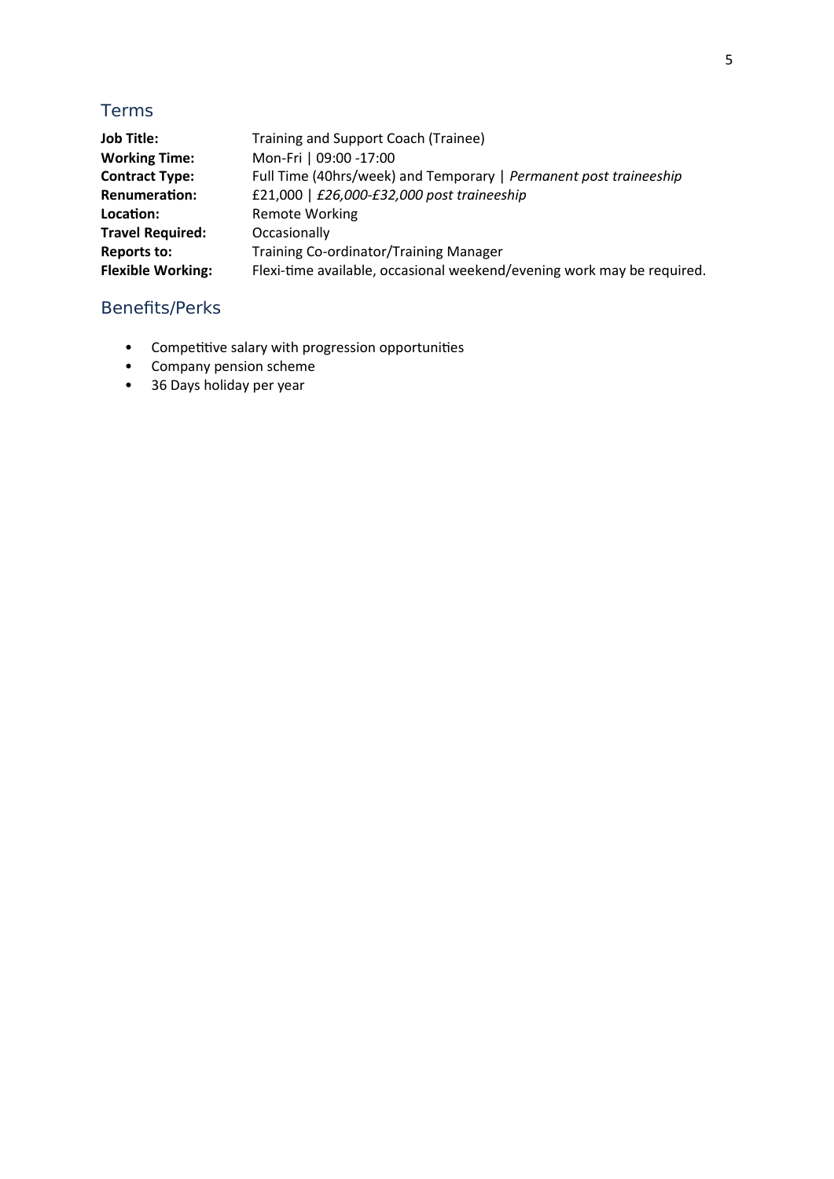## Terms

| | |
|---|---|
| **Job Title:** | Training and Support Coach (Trainee) |
| **Working Time:** | Mon-Fri \| 09:00 -17:00 |
| **Contract Type:** | Full Time (40hrs/week) and Temporary \| *Permanent post traineeship* |
| **Renumeration:** | £21,000 \| *£26,000-£32,000 post traineeship* |
| **Location:** | Remote Working |
| **Travel Required:** | Occasionally |
| **Reports to:** | Training Co-ordinator/Training Manager |
| **Flexible Working:** | Flexi-time available, occasional weekend/evening work may be required. |

## Benefits/Perks

- Competitive salary with progression opportunities
- Company pension scheme
- 36 Days holiday per year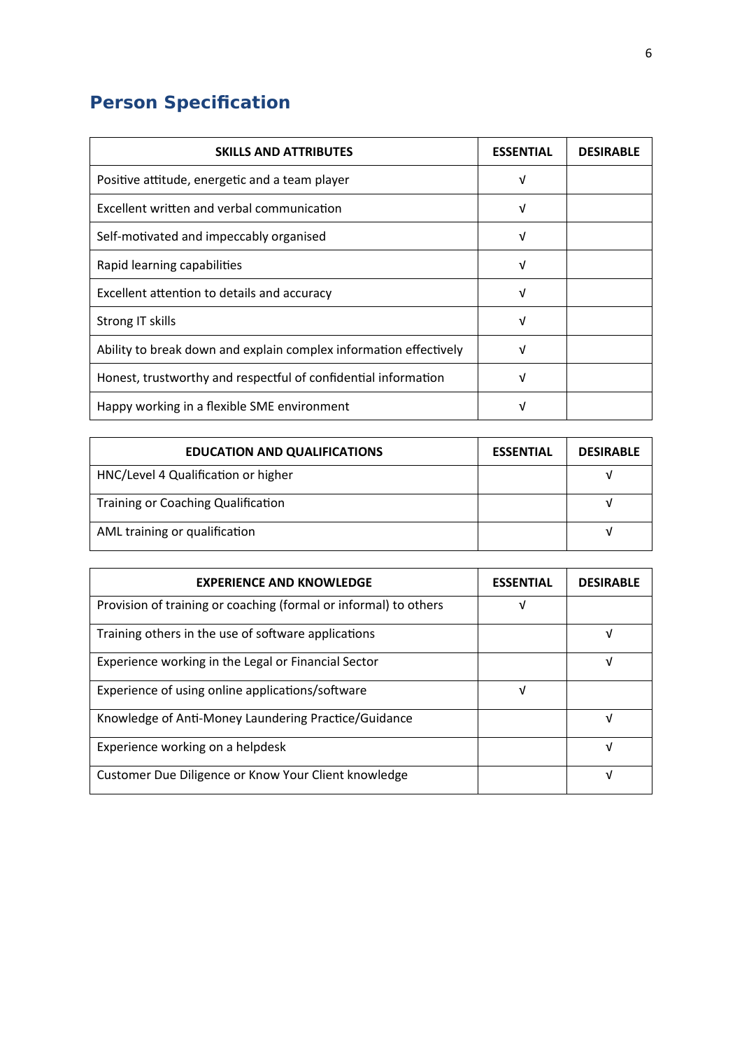# Person Specification

| SKILLS AND ATTRIBUTES | ESSENTIAL | DESIRABLE |
|---|---|---|
| Positive attitude, energetic and a team player | √ | |
| Excellent written and verbal communication | √ | |
| Self-motivated and impeccably organised | √ | |
| Rapid learning capabilities | √ | |
| Excellent attention to details and accuracy | √ | |
| Strong IT skills | √ | |
| Ability to break down and explain complex information effectively | √ | |
| Honest, trustworthy and respectful of confidential information | √ | |
| Happy working in a flexible SME environment | √ | |

| EDUCATION AND QUALIFICATIONS | ESSENTIAL | DESIRABLE |
|---|---|---|
| HNC/Level 4 Qualification or higher | | √ |
| Training or Coaching Qualification | | √ |
| AML training or qualification | | √ |

| EXPERIENCE AND KNOWLEDGE | ESSENTIAL | DESIRABLE |
|---|---|---|
| Provision of training or coaching (formal or informal) to others | √ | |
| Training others in the use of software applications | | √ |
| Experience working in the Legal or Financial Sector | | √ |
| Experience of using online applications/software | √ | |
| Knowledge of Anti-Money Laundering Practice/Guidance | | √ |
| Experience working on a helpdesk | | √ |
| Customer Due Diligence or Know Your Client knowledge | | √ |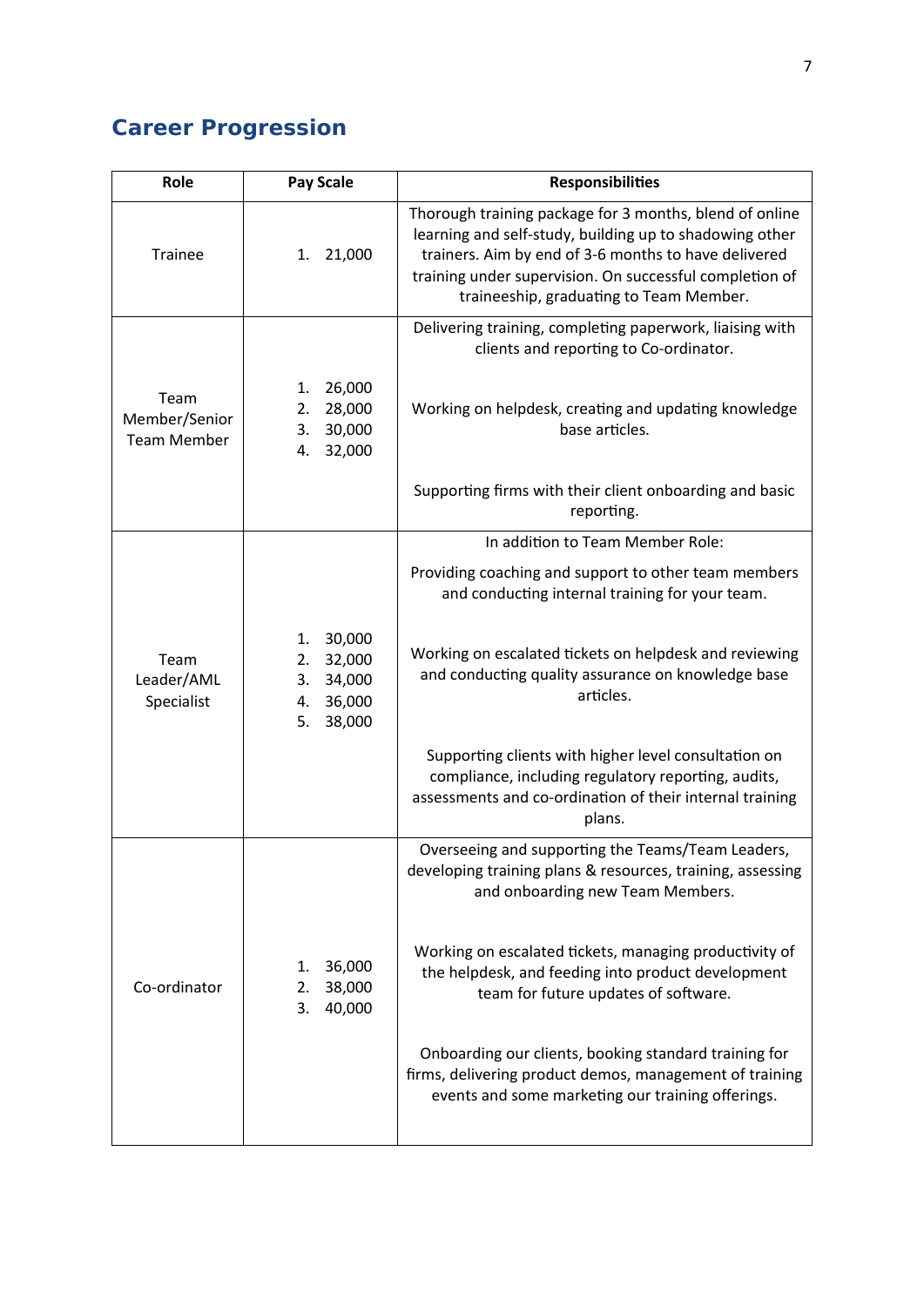## Career Progression

| Role | Pay Scale | Responsibilities |
|---|---|---|
| Trainee | 1. 21,000 | Thorough training package for 3 months, blend of online learning and self-study, building up to shadowing other trainers. Aim by end of 3-6 months to have delivered training under supervision. On successful completion of traineeship, graduating to Team Member. |
| Team Member/Senior Team Member | 1. 26,000<br>2. 28,000<br>3. 30,000<br>4. 32,000 | Delivering training, completing paperwork, liaising with clients and reporting to Co-ordinator.<br><br>Working on helpdesk, creating and updating knowledge base articles.<br><br>Supporting firms with their client onboarding and basic reporting. |
| Team Leader/AML Specialist | 1. 30,000<br>2. 32,000<br>3. 34,000<br>4. 36,000<br>5. 38,000 | In addition to Team Member Role:<br><br>Providing coaching and support to other team members and conducting internal training for your team.<br><br>Working on escalated tickets on helpdesk and reviewing and conducting quality assurance on knowledge base articles.<br><br>Supporting clients with higher level consultation on compliance, including regulatory reporting, audits, assessments and co-ordination of their internal training plans. |
| Co-ordinator | 1. 36,000<br>2. 38,000<br>3. 40,000 | Overseeing and supporting the Teams/Team Leaders, developing training plans & resources, training, assessing and onboarding new Team Members.<br><br>Working on escalated tickets, managing productivity of the helpdesk, and feeding into product development team for future updates of software.<br><br>Onboarding our clients, booking standard training for firms, delivering product demos, management of training events and some marketing our training offerings. |